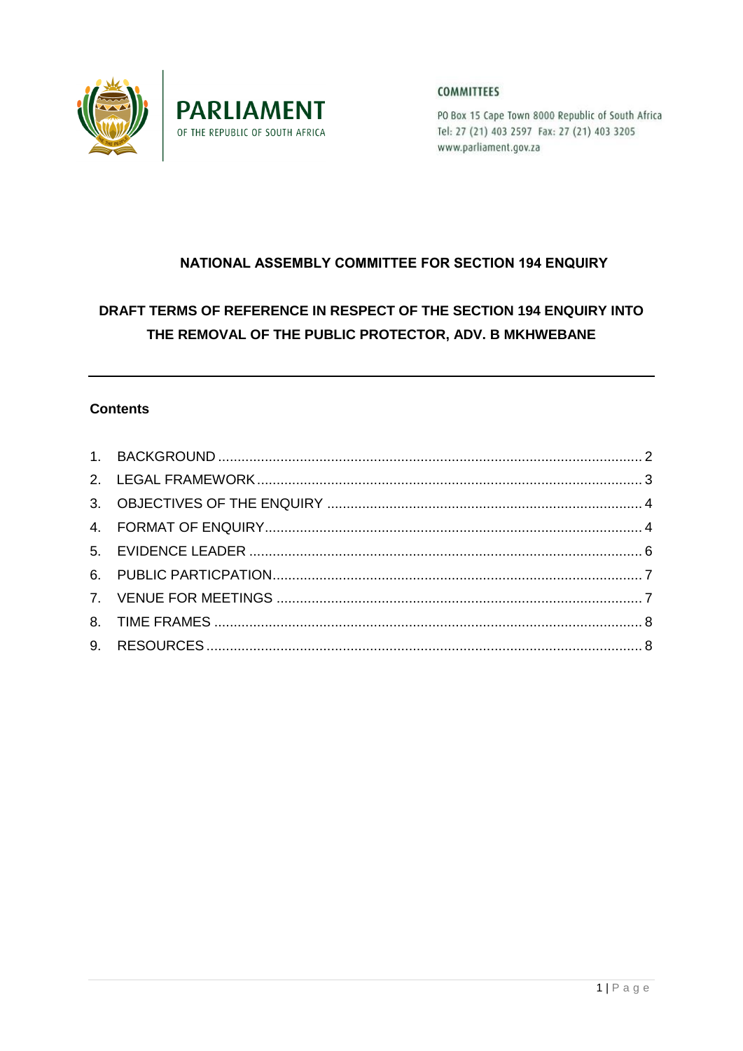PARLIAMENT
OF THE REPUBLIC OF SOUTH AFRICA

COMMITTEES

PO Box 15 Cape Town 8000 Republic of South Africa
Tel: 27 (21) 403 2597 Fax: 27 (21) 403 3205
www.parliament.gov.za

# NATIONAL ASSEMBLY COMMITTEE FOR SECTION 194 ENQUIRY

# DRAFT TERMS OF REFERENCE IN RESPECT OF THE SECTION 194 ENQUIRY INTO THE REMOVAL OF THE PUBLIC PROTECTOR, ADV. B MKHWEBANE

---

**Contents**

1. BACKGROUND ........ 2
2. LEGAL FRAMEWORK ........ 3
3. OBJECTIVES OF THE ENQUIRY ........ 4
4. FORMAT OF ENQUIRY ........ 4
5. EVIDENCE LEADER ........ 6
6. PUBLIC PARTICPATION ........ 7
7. VENUE FOR MEETINGS ........ 7
8. TIME FRAMES ........ 8
9. RESOURCES ........ 8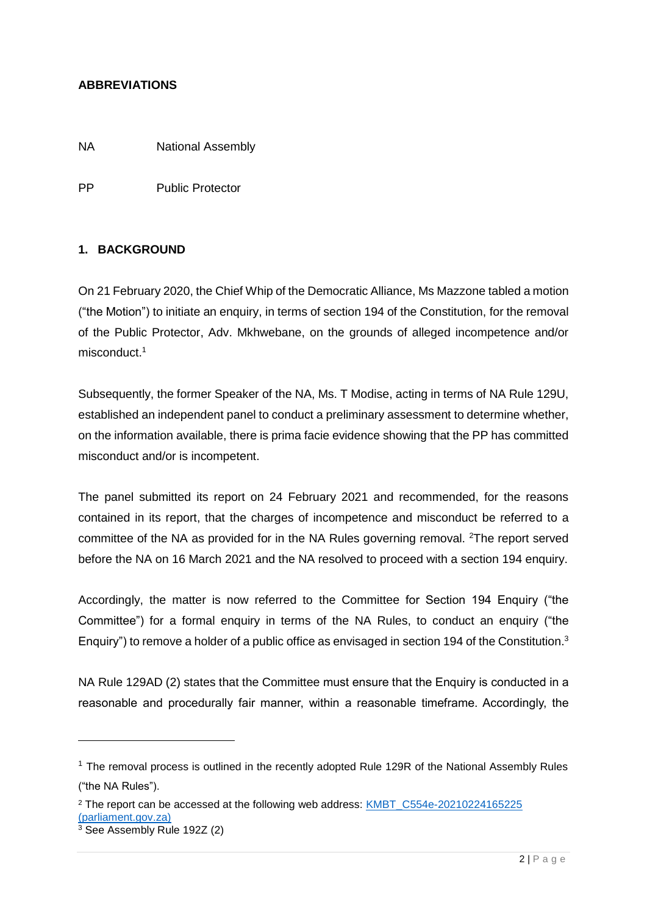**ABBREVIATIONS**

| | |
|---|---|
| NA | National Assembly |
| PP | Public Protector |

## 1. BACKGROUND

On 21 February 2020, the Chief Whip of the Democratic Alliance, Ms Mazzone tabled a motion ("the Motion") to initiate an enquiry, in terms of section 194 of the Constitution, for the removal of the Public Protector, Adv. Mkhwebane, on the grounds of alleged incompetence and/or misconduct.[1]

Subsequently, the former Speaker of the NA, Ms. T Modise, acting in terms of NA Rule 129U, established an independent panel to conduct a preliminary assessment to determine whether, on the information available, there is prima facie evidence showing that the PP has committed misconduct and/or is incompetent.

The panel submitted its report on 24 February 2021 and recommended, for the reasons contained in its report, that the charges of incompetence and misconduct be referred to a committee of the NA as provided for in the NA Rules governing removal. [2]The report served before the NA on 16 March 2021 and the NA resolved to proceed with a section 194 enquiry.

Accordingly, the matter is now referred to the Committee for Section 194 Enquiry ("the Committee") for a formal enquiry in terms of the NA Rules, to conduct an enquiry ("the Enquiry") to remove a holder of a public office as envisaged in section 194 of the Constitution.[3]

NA Rule 129AD (2) states that the Committee must ensure that the Enquiry is conducted in a reasonable and procedurally fair manner, within a reasonable timeframe. Accordingly, the

---

[1] The removal process is outlined in the recently adopted Rule 129R of the National Assembly Rules ("the NA Rules").

[2] The report can be accessed at the following web address: [KMBT_C554e-20210224165225 (parliament.gov.za)](parliament.gov.za)

[3] See Assembly Rule 192Z (2)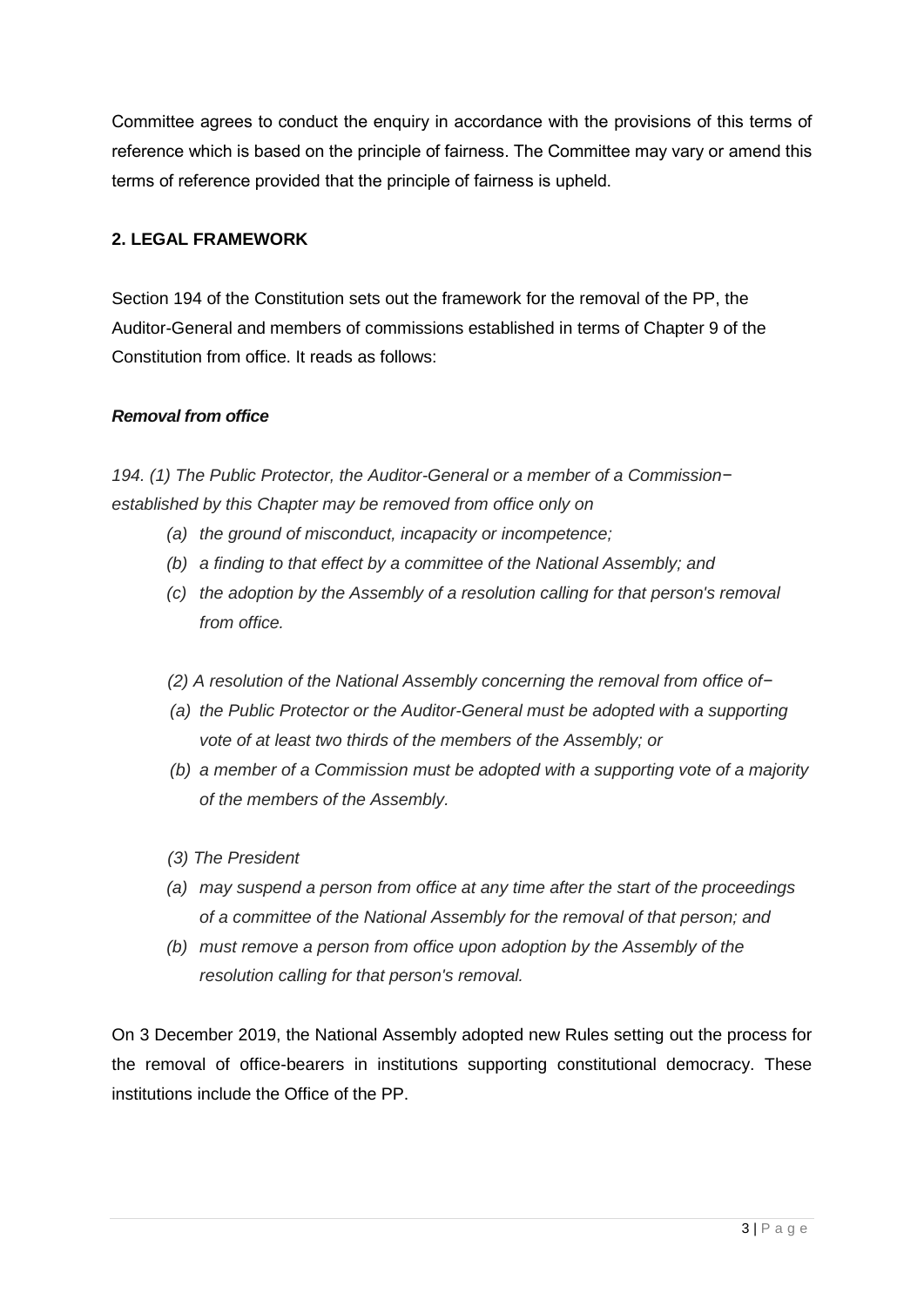Committee agrees to conduct the enquiry in accordance with the provisions of this terms of reference which is based on the principle of fairness. The Committee may vary or amend this terms of reference provided that the principle of fairness is upheld.

## 2. LEGAL FRAMEWORK

Section 194 of the Constitution sets out the framework for the removal of the PP, the Auditor-General and members of commissions established in terms of Chapter 9 of the Constitution from office. It reads as follows:

***Removal from office***

*194. (1) The Public Protector, the Auditor-General or a member of a Commission− established by this Chapter may be removed from office only on*

- *(a) the ground of misconduct, incapacity or incompetence;*
- *(b) a finding to that effect by a committee of the National Assembly; and*
- *(c) the adoption by the Assembly of a resolution calling for that person's removal from office.*

*(2) A resolution of the National Assembly concerning the removal from office of−*

- *(a) the Public Protector or the Auditor-General must be adopted with a supporting vote of at least two thirds of the members of the Assembly; or*
- *(b) a member of a Commission must be adopted with a supporting vote of a majority of the members of the Assembly.*

*(3) The President*

- *(a) may suspend a person from office at any time after the start of the proceedings of a committee of the National Assembly for the removal of that person; and*
- *(b) must remove a person from office upon adoption by the Assembly of the resolution calling for that person's removal.*

On 3 December 2019, the National Assembly adopted new Rules setting out the process for the removal of office-bearers in institutions supporting constitutional democracy. These institutions include the Office of the PP.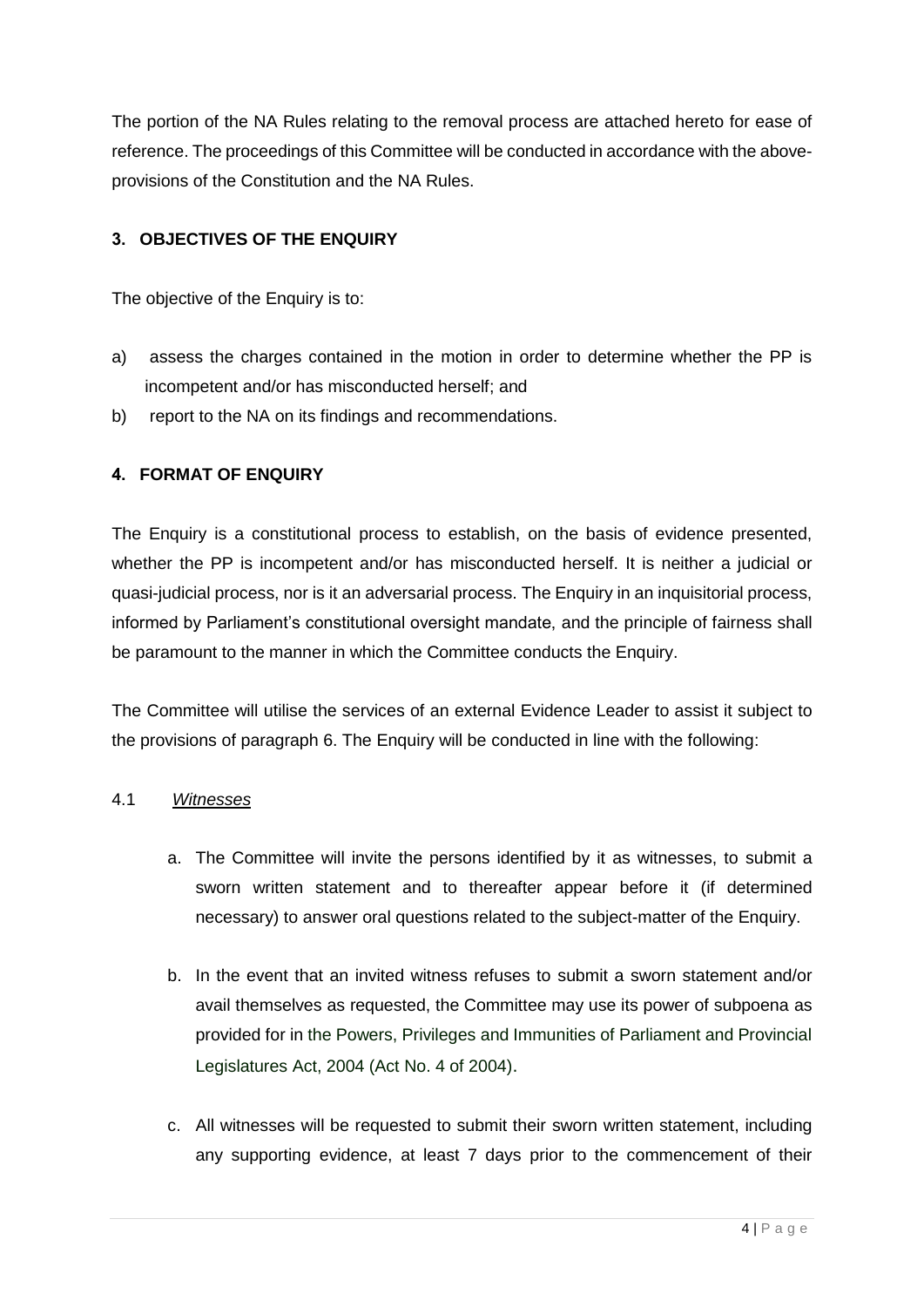The portion of the NA Rules relating to the removal process are attached hereto for ease of reference. The proceedings of this Committee will be conducted in accordance with the above-provisions of the Constitution and the NA Rules.

## 3. OBJECTIVES OF THE ENQUIRY

The objective of the Enquiry is to:

a) assess the charges contained in the motion in order to determine whether the PP is incompetent and/or has misconducted herself; and
b) report to the NA on its findings and recommendations.

## 4. FORMAT OF ENQUIRY

The Enquiry is a constitutional process to establish, on the basis of evidence presented, whether the PP is incompetent and/or has misconducted herself. It is neither a judicial or quasi-judicial process, nor is it an adversarial process. The Enquiry in an inquisitorial process, informed by Parliament's constitutional oversight mandate, and the principle of fairness shall be paramount to the manner in which the Committee conducts the Enquiry.

The Committee will utilise the services of an external Evidence Leader to assist it subject to the provisions of paragraph 6. The Enquiry will be conducted in line with the following:

4.1 *Witnesses*

a. The Committee will invite the persons identified by it as witnesses, to submit a sworn written statement and to thereafter appear before it (if determined necessary) to answer oral questions related to the subject-matter of the Enquiry.

b. In the event that an invited witness refuses to submit a sworn statement and/or avail themselves as requested, the Committee may use its power of subpoena as provided for in the Powers, Privileges and Immunities of Parliament and Provincial Legislatures Act, 2004 (Act No. 4 of 2004).

c. All witnesses will be requested to submit their sworn written statement, including any supporting evidence, at least 7 days prior to the commencement of their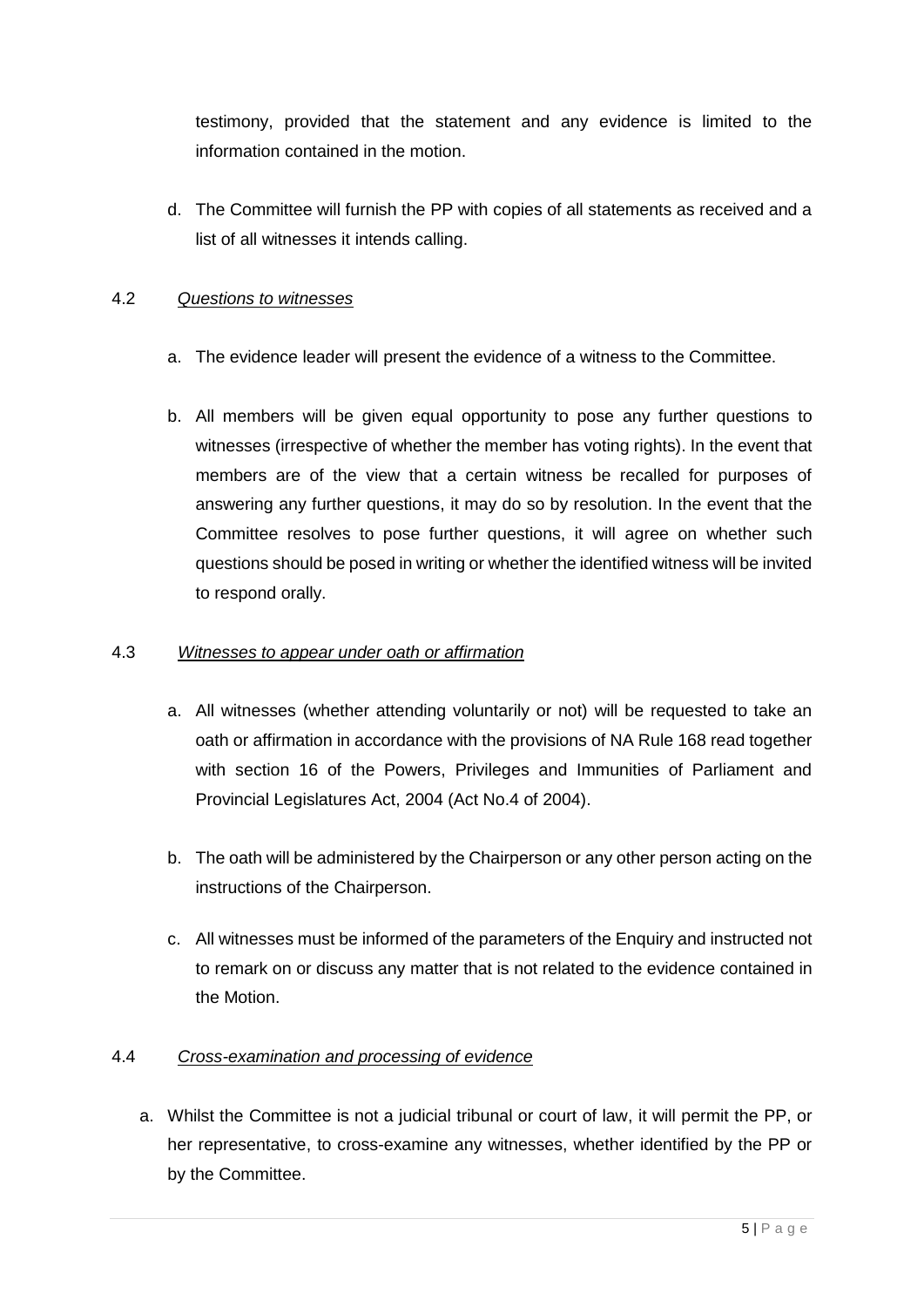testimony, provided that the statement and any evidence is limited to the information contained in the motion.

d. The Committee will furnish the PP with copies of all statements as received and a list of all witnesses it intends calling.

4.2 *Questions to witnesses*

a. The evidence leader will present the evidence of a witness to the Committee.

b. All members will be given equal opportunity to pose any further questions to witnesses (irrespective of whether the member has voting rights). In the event that members are of the view that a certain witness be recalled for purposes of answering any further questions, it may do so by resolution. In the event that the Committee resolves to pose further questions, it will agree on whether such questions should be posed in writing or whether the identified witness will be invited to respond orally.

4.3 *Witnesses to appear under oath or affirmation*

a. All witnesses (whether attending voluntarily or not) will be requested to take an oath or affirmation in accordance with the provisions of NA Rule 168 read together with section 16 of the Powers, Privileges and Immunities of Parliament and Provincial Legislatures Act, 2004 (Act No.4 of 2004).

b. The oath will be administered by the Chairperson or any other person acting on the instructions of the Chairperson.

c. All witnesses must be informed of the parameters of the Enquiry and instructed not to remark on or discuss any matter that is not related to the evidence contained in the Motion.

4.4 *Cross-examination and processing of evidence*

a. Whilst the Committee is not a judicial tribunal or court of law, it will permit the PP, or her representative, to cross-examine any witnesses, whether identified by the PP or by the Committee.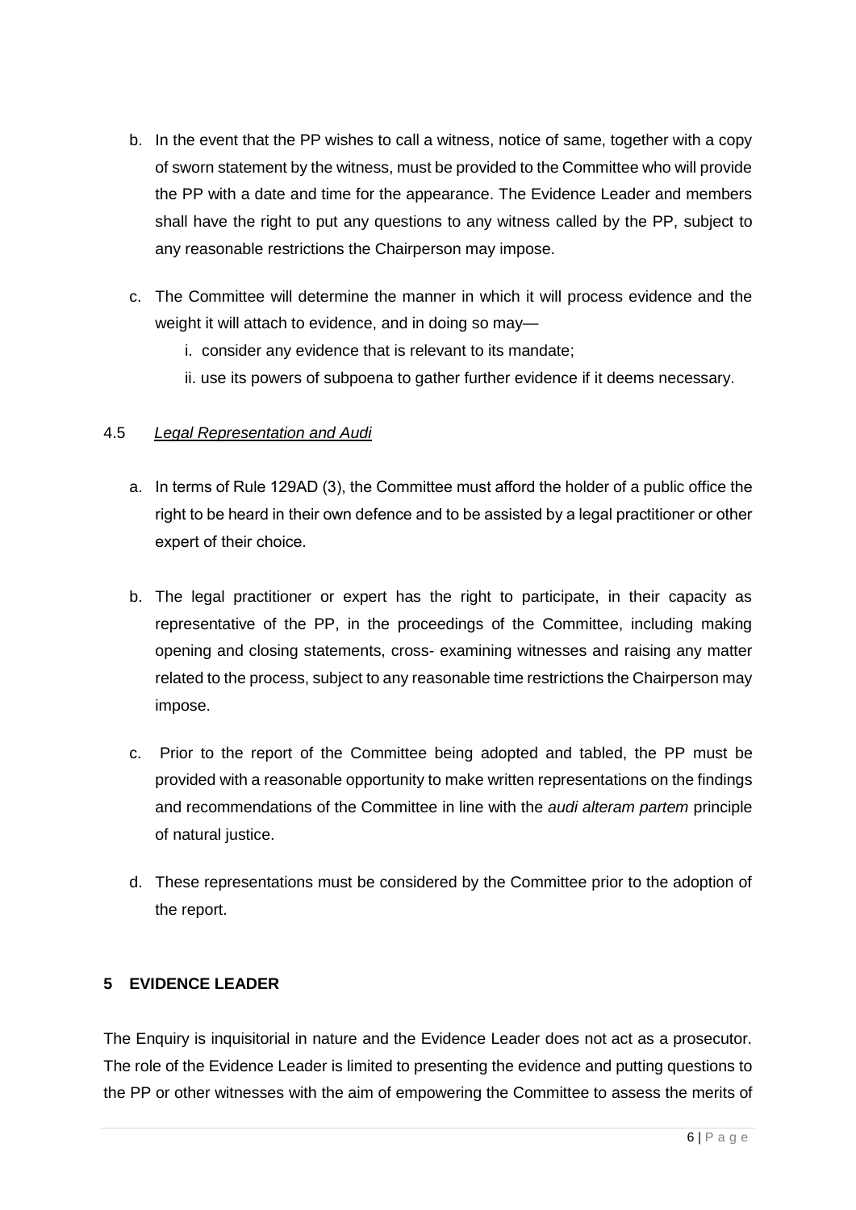b. In the event that the PP wishes to call a witness, notice of same, together with a copy of sworn statement by the witness, must be provided to the Committee who will provide the PP with a date and time for the appearance. The Evidence Leader and members shall have the right to put any questions to any witness called by the PP, subject to any reasonable restrictions the Chairperson may impose.

c. The Committee will determine the manner in which it will process evidence and the weight it will attach to evidence, and in doing so may—

   i. consider any evidence that is relevant to its mandate;

   ii. use its powers of subpoena to gather further evidence if it deems necessary.

4.5 *Legal Representation and Audi*

a. In terms of Rule 129AD (3), the Committee must afford the holder of a public office the right to be heard in their own defence and to be assisted by a legal practitioner or other expert of their choice.

b. The legal practitioner or expert has the right to participate, in their capacity as representative of the PP, in the proceedings of the Committee, including making opening and closing statements, cross- examining witnesses and raising any matter related to the process, subject to any reasonable time restrictions the Chairperson may impose.

c. Prior to the report of the Committee being adopted and tabled, the PP must be provided with a reasonable opportunity to make written representations on the findings and recommendations of the Committee in line with the *audi alteram partem* principle of natural justice.

d. These representations must be considered by the Committee prior to the adoption of the report.

## 5 EVIDENCE LEADER

The Enquiry is inquisitorial in nature and the Evidence Leader does not act as a prosecutor. The role of the Evidence Leader is limited to presenting the evidence and putting questions to the PP or other witnesses with the aim of empowering the Committee to assess the merits of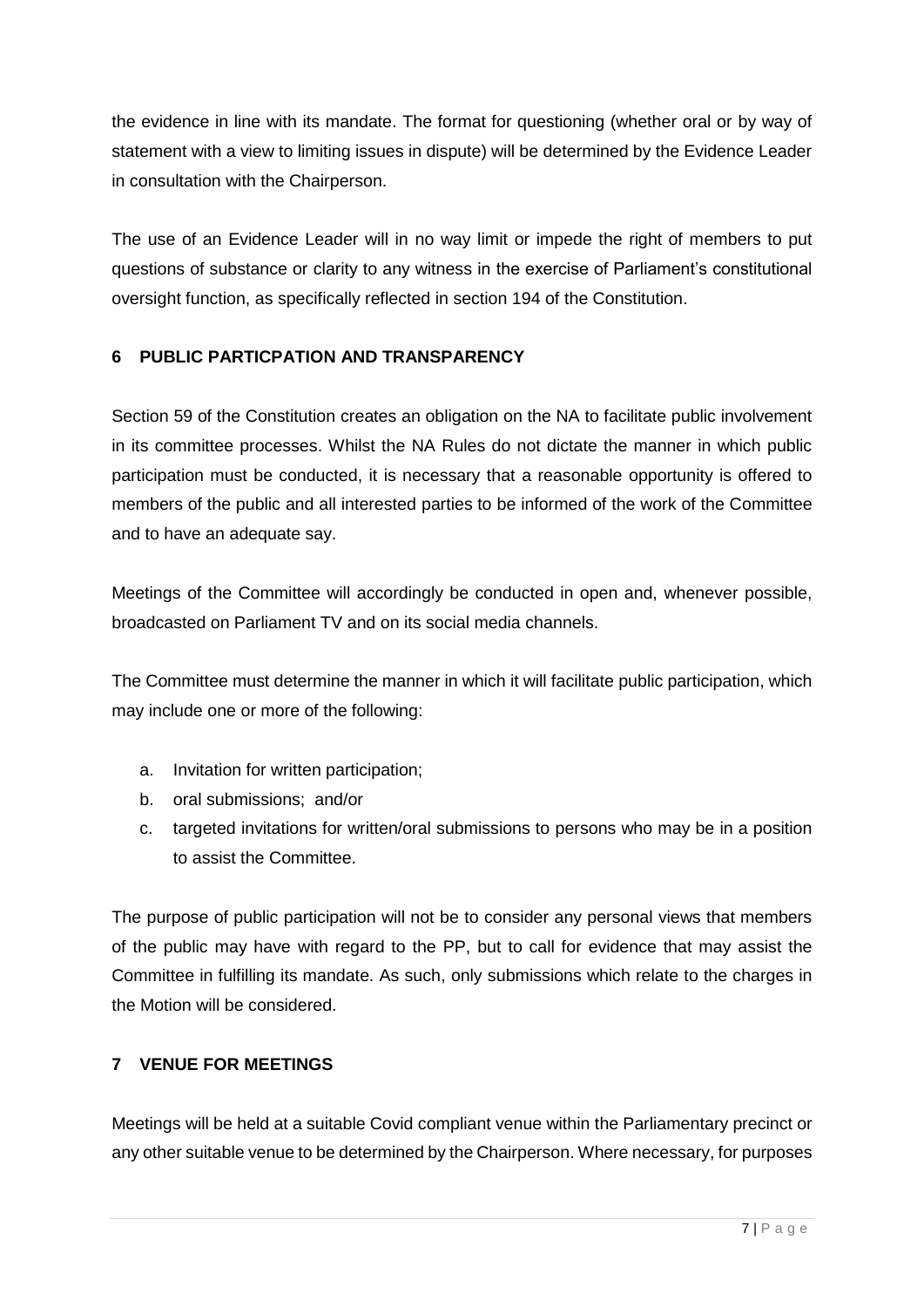the evidence in line with its mandate. The format for questioning (whether oral or by way of statement with a view to limiting issues in dispute) will be determined by the Evidence Leader in consultation with the Chairperson.

The use of an Evidence Leader will in no way limit or impede the right of members to put questions of substance or clarity to any witness in the exercise of Parliament's constitutional oversight function, as specifically reflected in section 194 of the Constitution.

## 6 PUBLIC PARTICPATION AND TRANSPARENCY

Section 59 of the Constitution creates an obligation on the NA to facilitate public involvement in its committee processes. Whilst the NA Rules do not dictate the manner in which public participation must be conducted, it is necessary that a reasonable opportunity is offered to members of the public and all interested parties to be informed of the work of the Committee and to have an adequate say.

Meetings of the Committee will accordingly be conducted in open and, whenever possible, broadcasted on Parliament TV and on its social media channels.

The Committee must determine the manner in which it will facilitate public participation, which may include one or more of the following:

a. Invitation for written participation;
b. oral submissions; and/or
c. targeted invitations for written/oral submissions to persons who may be in a position to assist the Committee.

The purpose of public participation will not be to consider any personal views that members of the public may have with regard to the PP, but to call for evidence that may assist the Committee in fulfilling its mandate. As such, only submissions which relate to the charges in the Motion will be considered.

## 7 VENUE FOR MEETINGS

Meetings will be held at a suitable Covid compliant venue within the Parliamentary precinct or any other suitable venue to be determined by the Chairperson. Where necessary, for purposes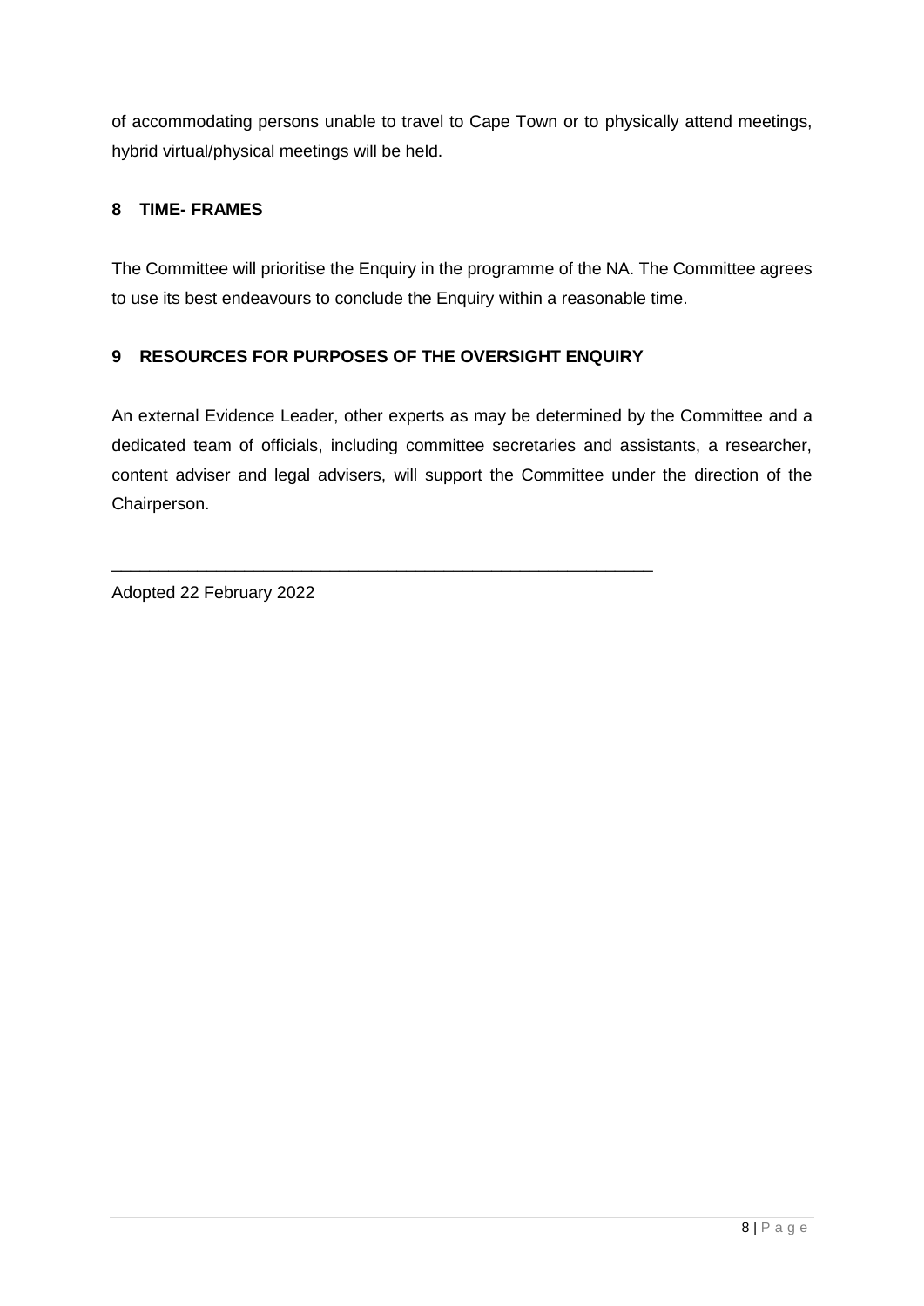of accommodating persons unable to travel to Cape Town or to physically attend meetings, hybrid virtual/physical meetings will be held.

## 8 TIME- FRAMES

The Committee will prioritise the Enquiry in the programme of the NA. The Committee agrees to use its best endeavours to conclude the Enquiry within a reasonable time.

## 9 RESOURCES FOR PURPOSES OF THE OVERSIGHT ENQUIRY

An external Evidence Leader, other experts as may be determined by the Committee and a dedicated team of officials, including committee secretaries and assistants, a researcher, content adviser and legal advisers, will support the Committee under the direction of the Chairperson.

___________________________________________________________

Adopted 22 February 2022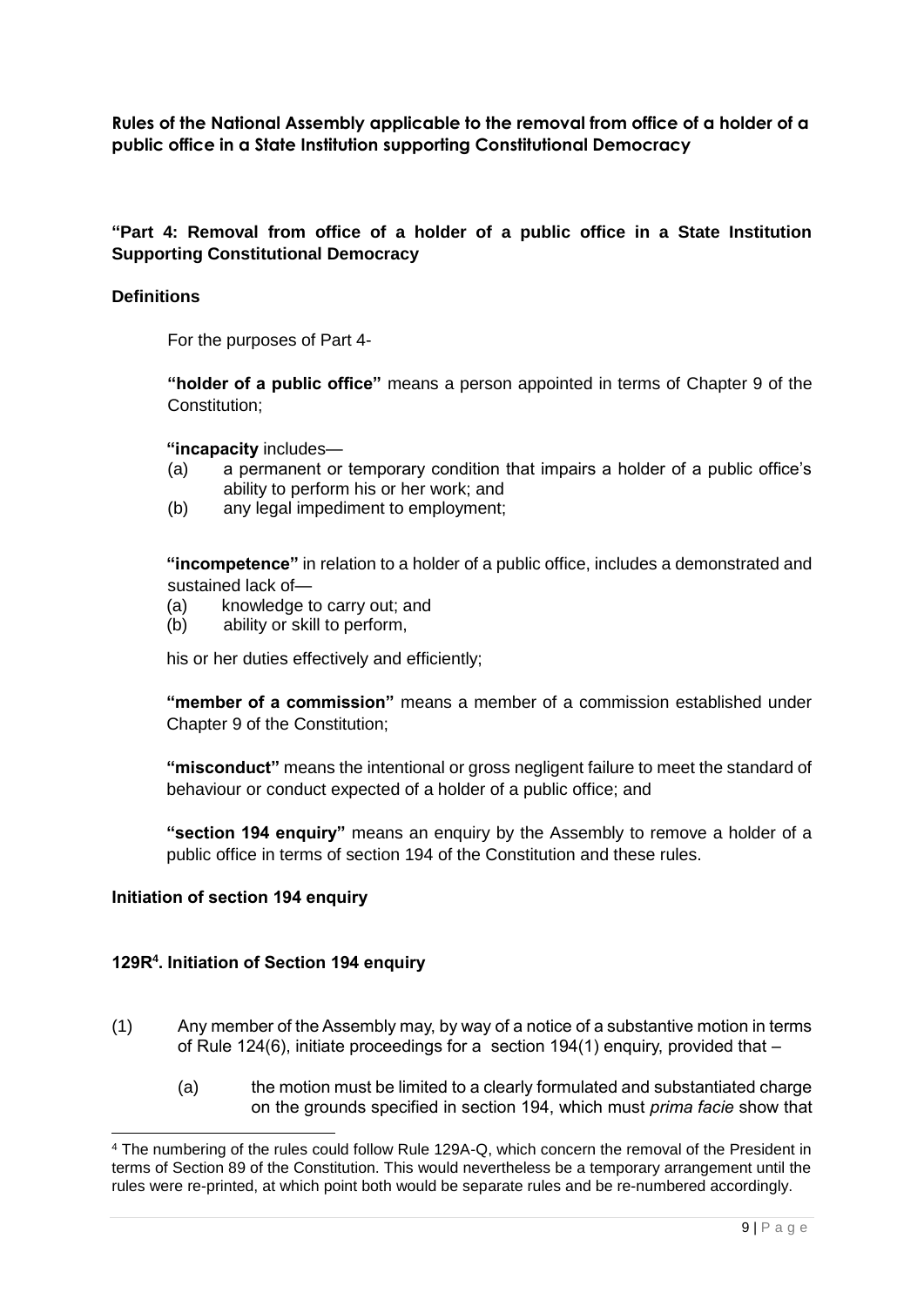**Rules of the National Assembly applicable to the removal from office of a holder of a public office in a State Institution supporting Constitutional Democracy**

**"Part 4: Removal from office of a holder of a public office in a State Institution Supporting Constitutional Democracy**

**Definitions**

For the purposes of Part 4-

**"holder of a public office"** means a person appointed in terms of Chapter 9 of the Constitution;

**"incapacity** includes—

(a) a permanent or temporary condition that impairs a holder of a public office's ability to perform his or her work; and
(b) any legal impediment to employment;

**"incompetence"** in relation to a holder of a public office, includes a demonstrated and sustained lack of—

(a) knowledge to carry out; and
(b) ability or skill to perform,

his or her duties effectively and efficiently;

**"member of a commission"** means a member of a commission established under Chapter 9 of the Constitution;

**"misconduct"** means the intentional or gross negligent failure to meet the standard of behaviour or conduct expected of a holder of a public office; and

**"section 194 enquiry"** means an enquiry by the Assembly to remove a holder of a public office in terms of section 194 of the Constitution and these rules.

**Initiation of section 194 enquiry**

**129R[4]. Initiation of Section 194 enquiry**

(1) Any member of the Assembly may, by way of a notice of a substantive motion in terms of Rule 124(6), initiate proceedings for a section 194(1) enquiry, provided that –

(a) the motion must be limited to a clearly formulated and substantiated charge on the grounds specified in section 194, which must *prima facie* show that

[4] The numbering of the rules could follow Rule 129A-Q, which concern the removal of the President in terms of Section 89 of the Constitution. This would nevertheless be a temporary arrangement until the rules were re-printed, at which point both would be separate rules and be re-numbered accordingly.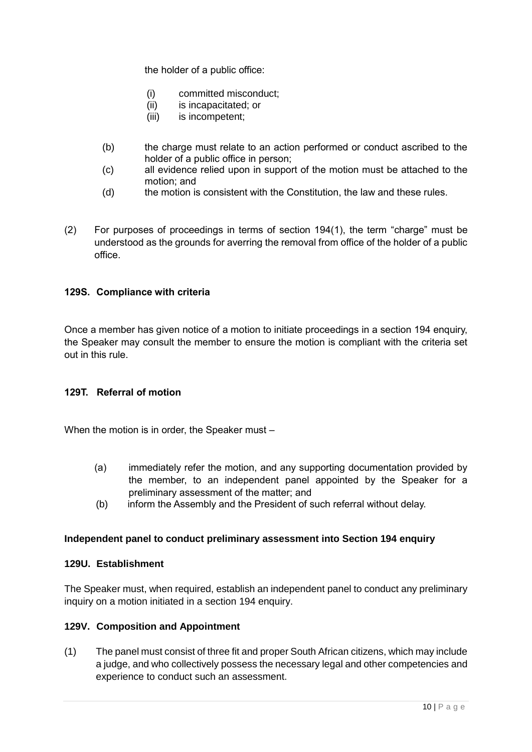the holder of a public office:

   (i) committed misconduct;
   (ii) is incapacitated; or
   (iii) is incompetent;

(b) the charge must relate to an action performed or conduct ascribed to the holder of a public office in person;

(c) all evidence relied upon in support of the motion must be attached to the motion; and

(d) the motion is consistent with the Constitution, the law and these rules.

(2) For purposes of proceedings in terms of section 194(1), the term "charge" must be understood as the grounds for averring the removal from office of the holder of a public office.

**129S. Compliance with criteria**

Once a member has given notice of a motion to initiate proceedings in a section 194 enquiry, the Speaker may consult the member to ensure the motion is compliant with the criteria set out in this rule.

**129T. Referral of motion**

When the motion is in order, the Speaker must –

(a) immediately refer the motion, and any supporting documentation provided by the member, to an independent panel appointed by the Speaker for a preliminary assessment of the matter; and

(b) inform the Assembly and the President of such referral without delay.

**Independent panel to conduct preliminary assessment into Section 194 enquiry**

**129U. Establishment**

The Speaker must, when required, establish an independent panel to conduct any preliminary inquiry on a motion initiated in a section 194 enquiry.

**129V. Composition and Appointment**

(1) The panel must consist of three fit and proper South African citizens, which may include a judge, and who collectively possess the necessary legal and other competencies and experience to conduct such an assessment.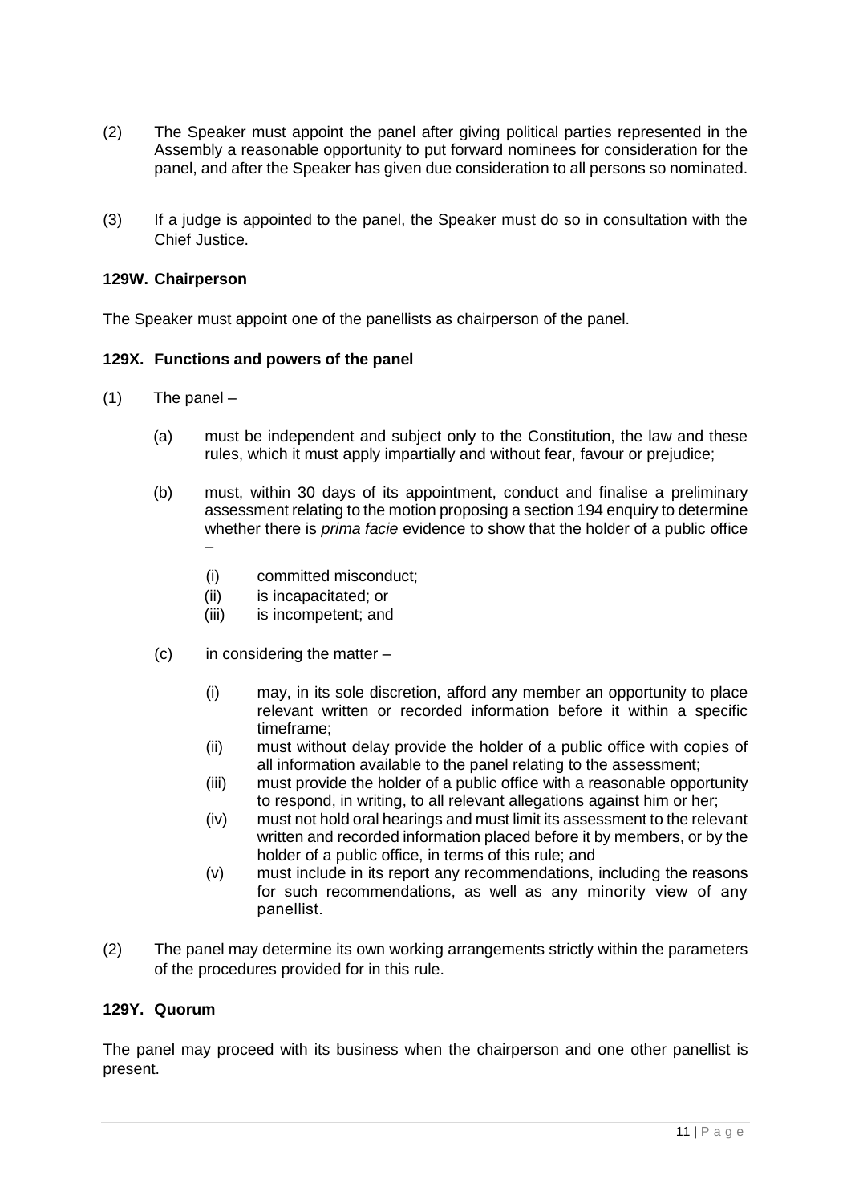(2) The Speaker must appoint the panel after giving political parties represented in the Assembly a reasonable opportunity to put forward nominees for consideration for the panel, and after the Speaker has given due consideration to all persons so nominated.

(3) If a judge is appointed to the panel, the Speaker must do so in consultation with the Chief Justice.

### 129W. Chairperson

The Speaker must appoint one of the panellists as chairperson of the panel.

### 129X. Functions and powers of the panel

(1) The panel –

- (a) must be independent and subject only to the Constitution, the law and these rules, which it must apply impartially and without fear, favour or prejudice;

- (b) must, within 30 days of its appointment, conduct and finalise a preliminary assessment relating to the motion proposing a section 194 enquiry to determine whether there is *prima facie* evidence to show that the holder of a public office –

  - (i) committed misconduct;
  - (ii) is incapacitated; or
  - (iii) is incompetent; and

- (c) in considering the matter –

  - (i) may, in its sole discretion, afford any member an opportunity to place relevant written or recorded information before it within a specific timeframe;
  - (ii) must without delay provide the holder of a public office with copies of all information available to the panel relating to the assessment;
  - (iii) must provide the holder of a public office with a reasonable opportunity to respond, in writing, to all relevant allegations against him or her;
  - (iv) must not hold oral hearings and must limit its assessment to the relevant written and recorded information placed before it by members, or by the holder of a public office, in terms of this rule; and
  - (v) must include in its report any recommendations, including the reasons for such recommendations, as well as any minority view of any panellist.

(2) The panel may determine its own working arrangements strictly within the parameters of the procedures provided for in this rule.

### 129Y. Quorum

The panel may proceed with its business when the chairperson and one other panellist is present.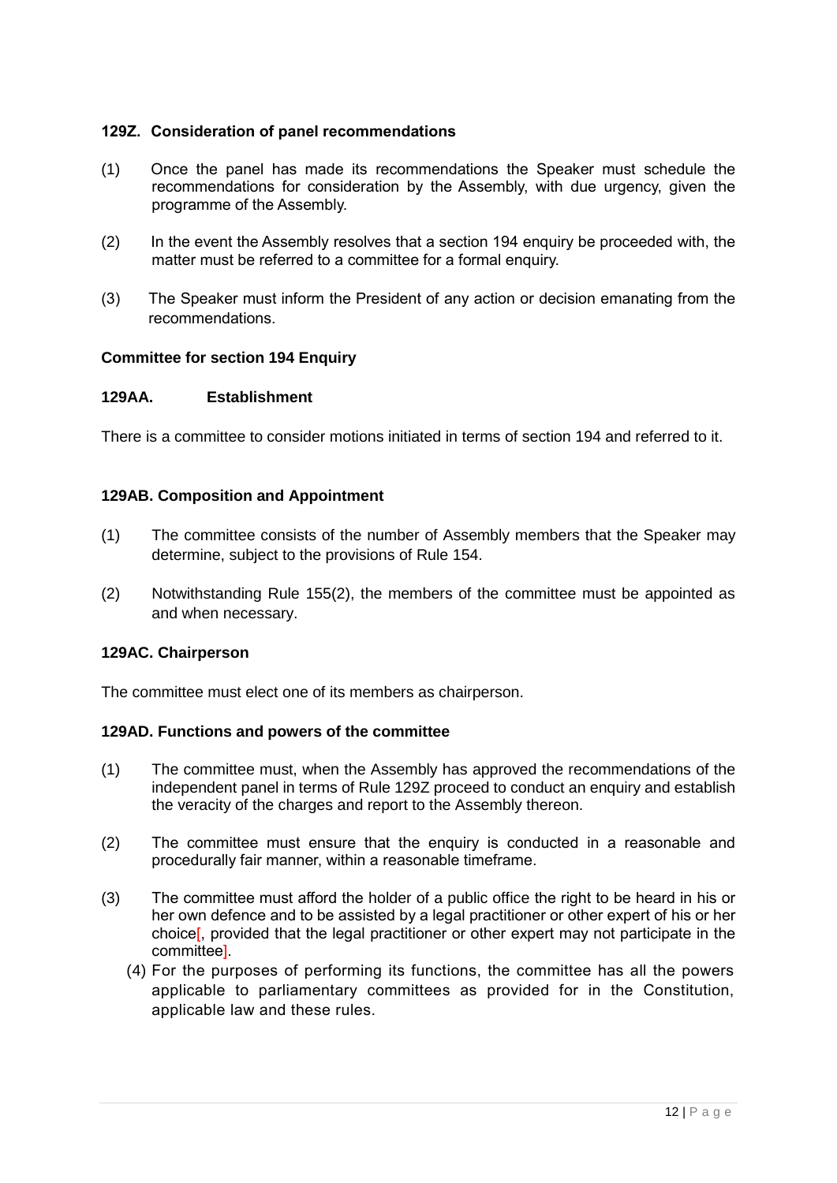### 129Z. Consideration of panel recommendations

(1) Once the panel has made its recommendations the Speaker must schedule the recommendations for consideration by the Assembly, with due urgency, given the programme of the Assembly.

(2) In the event the Assembly resolves that a section 194 enquiry be proceeded with, the matter must be referred to a committee for a formal enquiry.

(3) The Speaker must inform the President of any action or decision emanating from the recommendations.

## Committee for section 194 Enquiry

### 129AA. Establishment

There is a committee to consider motions initiated in terms of section 194 and referred to it.

### 129AB. Composition and Appointment

(1) The committee consists of the number of Assembly members that the Speaker may determine, subject to the provisions of Rule 154.

(2) Notwithstanding Rule 155(2), the members of the committee must be appointed as and when necessary.

### 129AC. Chairperson

The committee must elect one of its members as chairperson.

### 129AD. Functions and powers of the committee

(1) The committee must, when the Assembly has approved the recommendations of the independent panel in terms of Rule 129Z proceed to conduct an enquiry and establish the veracity of the charges and report to the Assembly thereon.

(2) The committee must ensure that the enquiry is conducted in a reasonable and procedurally fair manner, within a reasonable timeframe.

(3) The committee must afford the holder of a public office the right to be heard in his or her own defence and to be assisted by a legal practitioner or other expert of his or her choice[, provided that the legal practitioner or other expert may not participate in the committee].

(4) For the purposes of performing its functions, the committee has all the powers applicable to parliamentary committees as provided for in the Constitution, applicable law and these rules.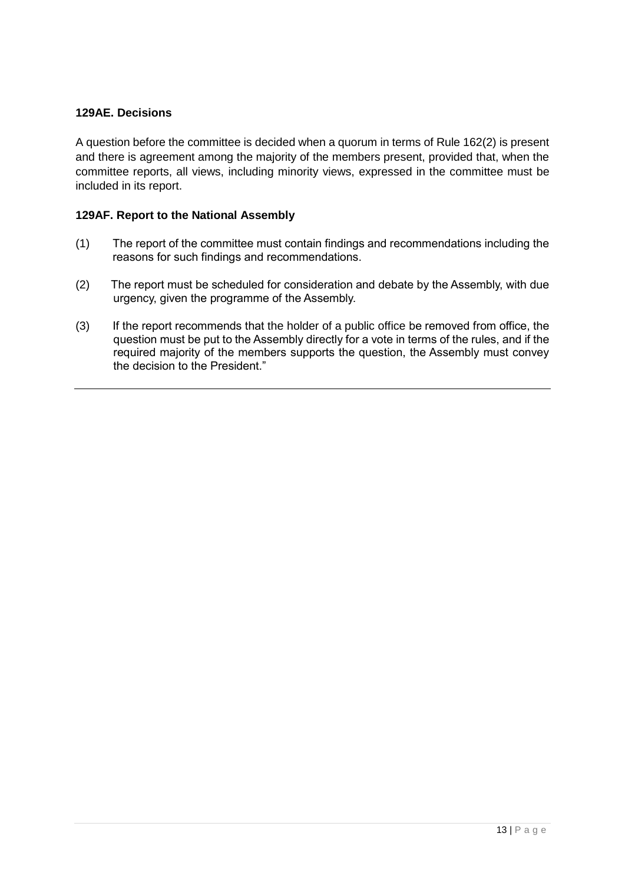**129AE. Decisions**

A question before the committee is decided when a quorum in terms of Rule 162(2) is present and there is agreement among the majority of the members present, provided that, when the committee reports, all views, including minority views, expressed in the committee must be included in its report.

**129AF. Report to the National Assembly**

(1) The report of the committee must contain findings and recommendations including the reasons for such findings and recommendations.

(2) The report must be scheduled for consideration and debate by the Assembly, with due urgency, given the programme of the Assembly.

(3) If the report recommends that the holder of a public office be removed from office, the question must be put to the Assembly directly for a vote in terms of the rules, and if the required majority of the members supports the question, the Assembly must convey the decision to the President."